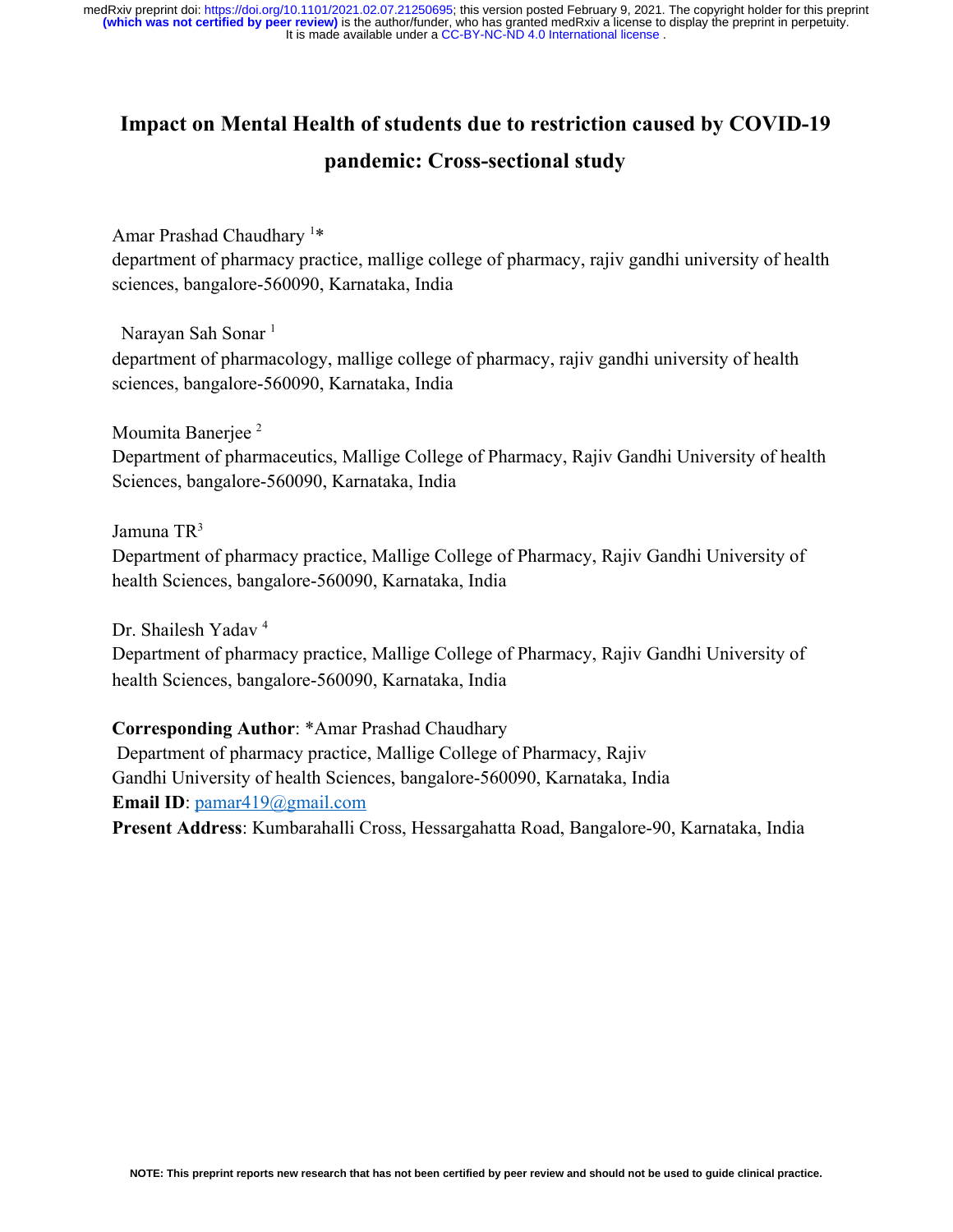# Impact on Mental Health of students due to restriction caused by COVID-19 pandemic: Cross-sectional study

Amar Prashad Chaudhary [1]*
department of pharmacy practice, mallige college of pharmacy, rajiv gandhi university of health sciences, bangalore-560090, Karnataka, India

Narayan Sah Sonar [1]
department of pharmacology, mallige college of pharmacy, rajiv gandhi university of health sciences, bangalore-560090, Karnataka, India

Moumita Banerjee [2]
Department of pharmaceutics, Mallige College of Pharmacy, Rajiv Gandhi University of health Sciences, bangalore-560090, Karnataka, India

Jamuna TR[3]
Department of pharmacy practice, Mallige College of Pharmacy, Rajiv Gandhi University of health Sciences, bangalore-560090, Karnataka, India

Dr. Shailesh Yadav [4]
Department of pharmacy practice, Mallige College of Pharmacy, Rajiv Gandhi University of health Sciences, bangalore-560090, Karnataka, India

**Corresponding Author**: *Amar Prashad Chaudhary
Department of pharmacy practice, Mallige College of Pharmacy, Rajiv Gandhi University of health Sciences, bangalore-560090, Karnataka, India
**Email ID**: pamar419@gmail.com
**Present Address**: Kumbarahalli Cross, Hessargahatta Road, Bangalore-90, Karnataka, India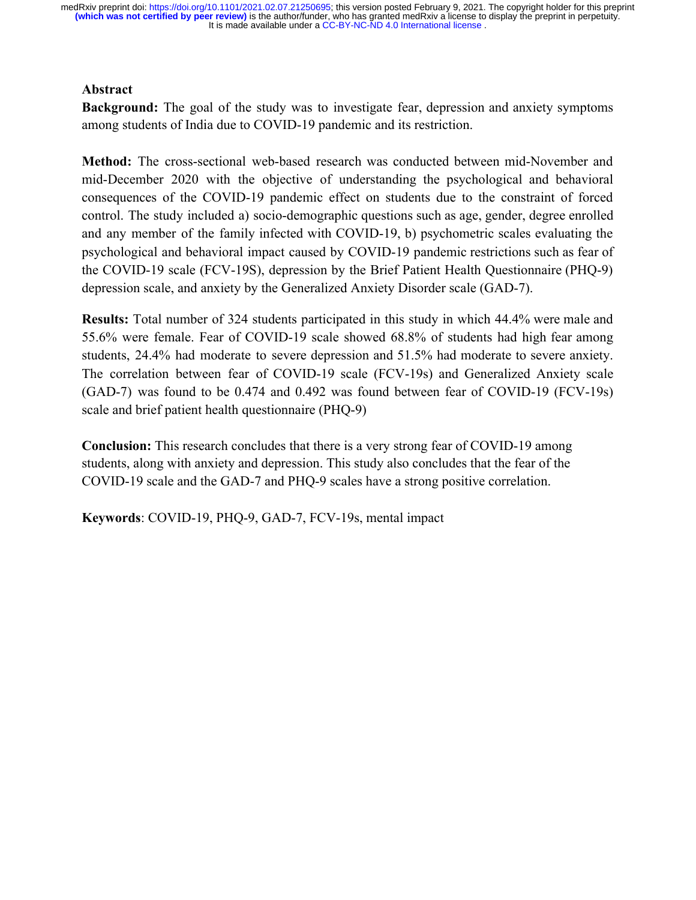## Abstract

**Background:** The goal of the study was to investigate fear, depression and anxiety symptoms among students of India due to COVID-19 pandemic and its restriction.

**Method:** The cross-sectional web-based research was conducted between mid-November and mid-December 2020 with the objective of understanding the psychological and behavioral consequences of the COVID-19 pandemic effect on students due to the constraint of forced control. The study included a) socio-demographic questions such as age, gender, degree enrolled and any member of the family infected with COVID-19, b) psychometric scales evaluating the psychological and behavioral impact caused by COVID-19 pandemic restrictions such as fear of the COVID-19 scale (FCV-19S), depression by the Brief Patient Health Questionnaire (PHQ-9) depression scale, and anxiety by the Generalized Anxiety Disorder scale (GAD-7).

**Results:** Total number of 324 students participated in this study in which 44.4% were male and 55.6% were female. Fear of COVID-19 scale showed 68.8% of students had high fear among students, 24.4% had moderate to severe depression and 51.5% had moderate to severe anxiety. The correlation between fear of COVID-19 scale (FCV-19s) and Generalized Anxiety scale (GAD-7) was found to be 0.474 and 0.492 was found between fear of COVID-19 (FCV-19s) scale and brief patient health questionnaire (PHQ-9)

**Conclusion:** This research concludes that there is a very strong fear of COVID-19 among students, along with anxiety and depression. This study also concludes that the fear of the COVID-19 scale and the GAD-7 and PHQ-9 scales have a strong positive correlation.

**Keywords**: COVID-19, PHQ-9, GAD-7, FCV-19s, mental impact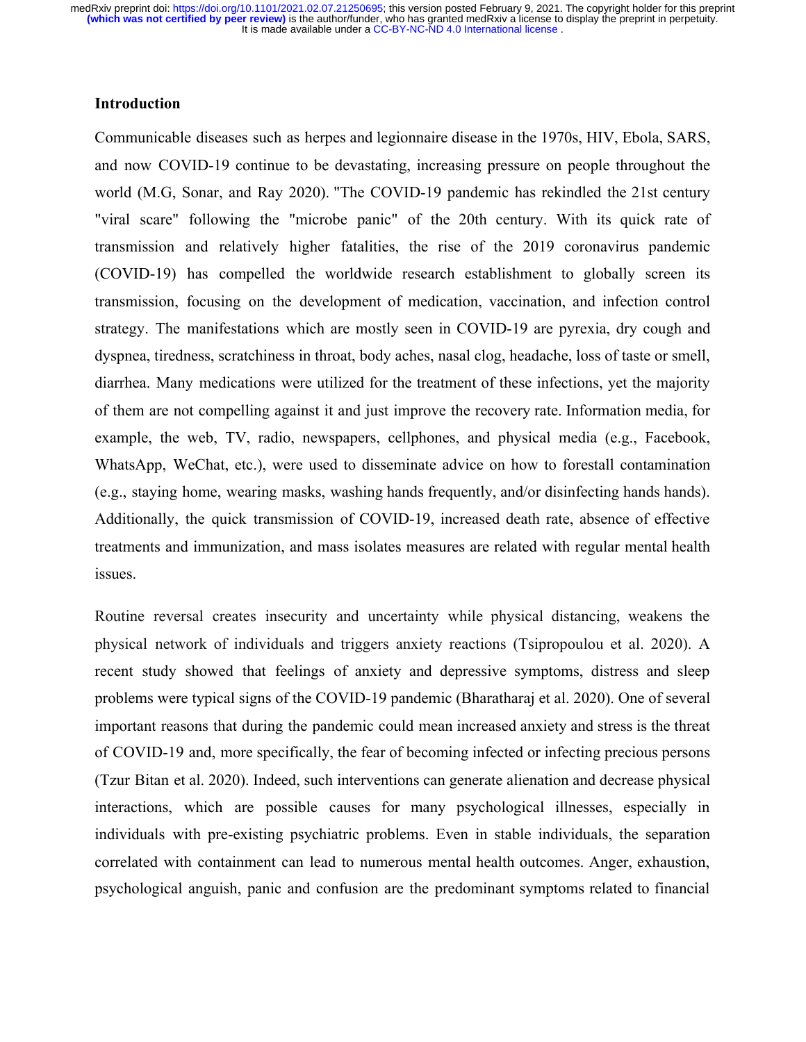## Introduction

Communicable diseases such as herpes and legionnaire disease in the 1970s, HIV, Ebola, SARS, and now COVID-19 continue to be devastating, increasing pressure on people throughout the world (M.G, Sonar, and Ray 2020). "The COVID-19 pandemic has rekindled the 21st century "viral scare" following the "microbe panic" of the 20th century. With its quick rate of transmission and relatively higher fatalities, the rise of the 2019 coronavirus pandemic (COVID-19) has compelled the worldwide research establishment to globally screen its transmission, focusing on the development of medication, vaccination, and infection control strategy. The manifestations which are mostly seen in COVID-19 are pyrexia, dry cough and dyspnea, tiredness, scratchiness in throat, body aches, nasal clog, headache, loss of taste or smell, diarrhea. Many medications were utilized for the treatment of these infections, yet the majority of them are not compelling against it and just improve the recovery rate. Information media, for example, the web, TV, radio, newspapers, cellphones, and physical media (e.g., Facebook, WhatsApp, WeChat, etc.), were used to disseminate advice on how to forestall contamination (e.g., staying home, wearing masks, washing hands frequently, and/or disinfecting hands hands). Additionally, the quick transmission of COVID-19, increased death rate, absence of effective treatments and immunization, and mass isolates measures are related with regular mental health issues.

Routine reversal creates insecurity and uncertainty while physical distancing, weakens the physical network of individuals and triggers anxiety reactions (Tsipropoulou et al. 2020). A recent study showed that feelings of anxiety and depressive symptoms, distress and sleep problems were typical signs of the COVID-19 pandemic (Bharatharaj et al. 2020). One of several important reasons that during the pandemic could mean increased anxiety and stress is the threat of COVID-19 and, more specifically, the fear of becoming infected or infecting precious persons (Tzur Bitan et al. 2020). Indeed, such interventions can generate alienation and decrease physical interactions, which are possible causes for many psychological illnesses, especially in individuals with pre-existing psychiatric problems. Even in stable individuals, the separation correlated with containment can lead to numerous mental health outcomes. Anger, exhaustion, psychological anguish, panic and confusion are the predominant symptoms related to financial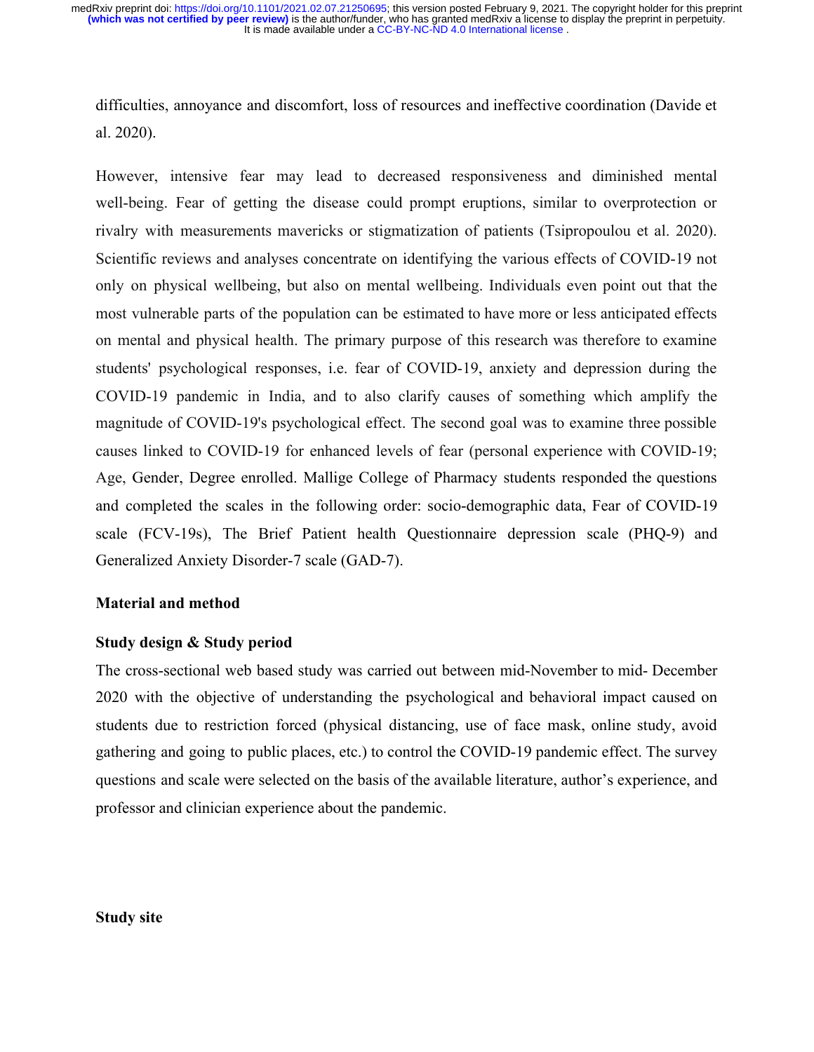difficulties, annoyance and discomfort, loss of resources and ineffective coordination (Davide et al. 2020).

However, intensive fear may lead to decreased responsiveness and diminished mental well-being. Fear of getting the disease could prompt eruptions, similar to overprotection or rivalry with measurements mavericks or stigmatization of patients (Tsipropoulou et al. 2020). Scientific reviews and analyses concentrate on identifying the various effects of COVID-19 not only on physical wellbeing, but also on mental wellbeing. Individuals even point out that the most vulnerable parts of the population can be estimated to have more or less anticipated effects on mental and physical health. The primary purpose of this research was therefore to examine students' psychological responses, i.e. fear of COVID-19, anxiety and depression during the COVID-19 pandemic in India, and to also clarify causes of something which amplify the magnitude of COVID-19's psychological effect. The second goal was to examine three possible causes linked to COVID-19 for enhanced levels of fear (personal experience with COVID-19; Age, Gender, Degree enrolled. Mallige College of Pharmacy students responded the questions and completed the scales in the following order: socio-demographic data, Fear of COVID-19 scale (FCV-19s), The Brief Patient health Questionnaire depression scale (PHQ-9) and Generalized Anxiety Disorder-7 scale (GAD-7).

## Material and method

### Study design & Study period

The cross-sectional web based study was carried out between mid-November to mid- December 2020 with the objective of understanding the psychological and behavioral impact caused on students due to restriction forced (physical distancing, use of face mask, online study, avoid gathering and going to public places, etc.) to control the COVID-19 pandemic effect. The survey questions and scale were selected on the basis of the available literature, author's experience, and professor and clinician experience about the pandemic.

### Study site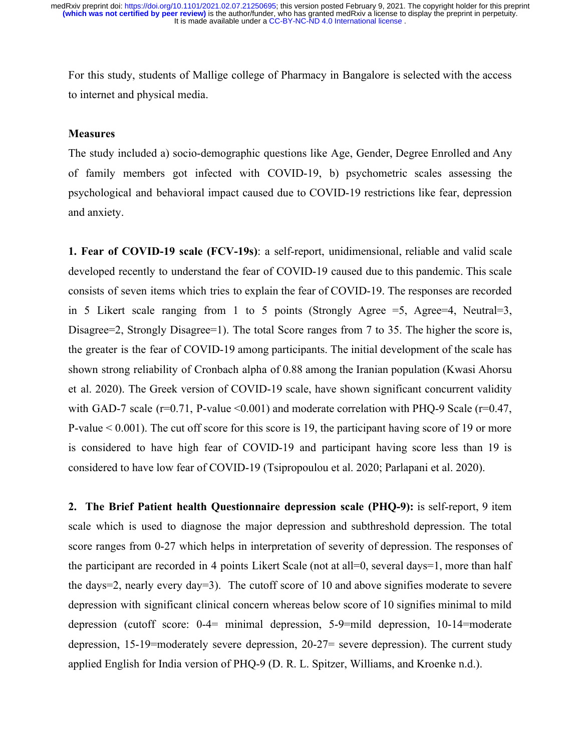For this study, students of Mallige college of Pharmacy in Bangalore is selected with the access to internet and physical media.

**Measures**

The study included a) socio-demographic questions like Age, Gender, Degree Enrolled and Any of family members got infected with COVID-19, b) psychometric scales assessing the psychological and behavioral impact caused due to COVID-19 restrictions like fear, depression and anxiety.

**1. Fear of COVID-19 scale (FCV-19s)**: a self-report, unidimensional, reliable and valid scale developed recently to understand the fear of COVID-19 caused due to this pandemic. This scale consists of seven items which tries to explain the fear of COVID-19. The responses are recorded in 5 Likert scale ranging from 1 to 5 points (Strongly Agree =5, Agree=4, Neutral=3, Disagree=2, Strongly Disagree=1). The total Score ranges from 7 to 35. The higher the score is, the greater is the fear of COVID-19 among participants. The initial development of the scale has shown strong reliability of Cronbach alpha of 0.88 among the Iranian population (Kwasi Ahorsu et al. 2020). The Greek version of COVID-19 scale, have shown significant concurrent validity with GAD-7 scale (r=0.71, P-value <0.001) and moderate correlation with PHQ-9 Scale (r=0.47, P-value < 0.001). The cut off score for this score is 19, the participant having score of 19 or more is considered to have high fear of COVID-19 and participant having score less than 19 is considered to have low fear of COVID-19 (Tsipropoulou et al. 2020; Parlapani et al. 2020).

**2. The Brief Patient health Questionnaire depression scale (PHQ-9):** is self-report, 9 item scale which is used to diagnose the major depression and subthreshold depression. The total score ranges from 0-27 which helps in interpretation of severity of depression. The responses of the participant are recorded in 4 points Likert Scale (not at all=0, several days=1, more than half the days=2, nearly every day=3). The cutoff score of 10 and above signifies moderate to severe depression with significant clinical concern whereas below score of 10 signifies minimal to mild depression (cutoff score: 0-4= minimal depression, 5-9=mild depression, 10-14=moderate depression, 15-19=moderately severe depression, 20-27= severe depression). The current study applied English for India version of PHQ-9 (D. R. L. Spitzer, Williams, and Kroenke n.d.).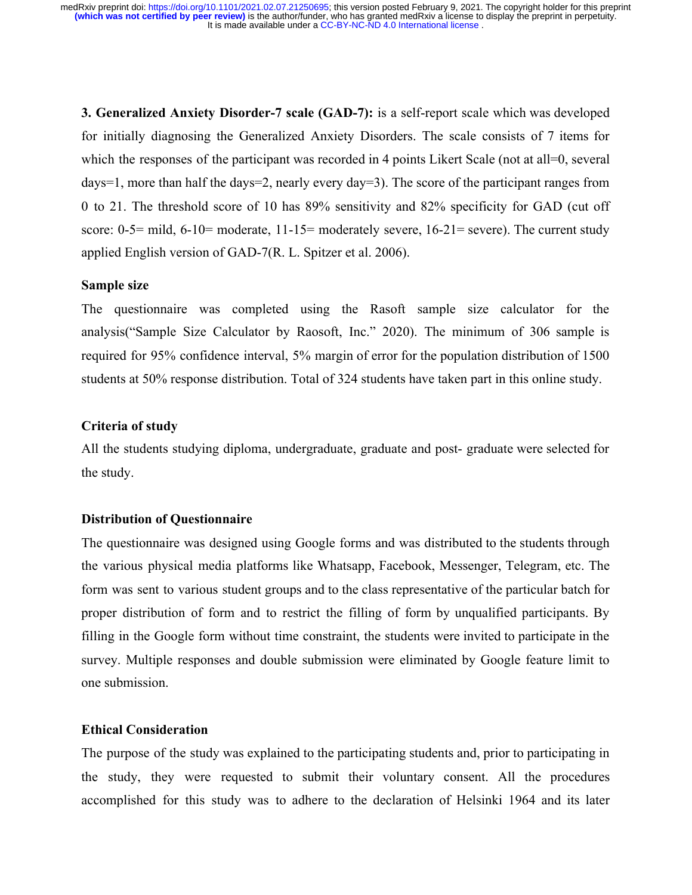**3. Generalized Anxiety Disorder-7 scale (GAD-7):** is a self-report scale which was developed for initially diagnosing the Generalized Anxiety Disorders. The scale consists of 7 items for which the responses of the participant was recorded in 4 points Likert Scale (not at all=0, several days=1, more than half the days=2, nearly every day=3). The score of the participant ranges from 0 to 21. The threshold score of 10 has 89% sensitivity and 82% specificity for GAD (cut off score: 0-5= mild, 6-10= moderate, 11-15= moderately severe, 16-21= severe). The current study applied English version of GAD-7(R. L. Spitzer et al. 2006).

**Sample size**

The questionnaire was completed using the Rasoft sample size calculator for the analysis("Sample Size Calculator by Raosoft, Inc." 2020). The minimum of 306 sample is required for 95% confidence interval, 5% margin of error for the population distribution of 1500 students at 50% response distribution. Total of 324 students have taken part in this online study.

**Criteria of study**

All the students studying diploma, undergraduate, graduate and post- graduate were selected for the study.

**Distribution of Questionnaire**

The questionnaire was designed using Google forms and was distributed to the students through the various physical media platforms like Whatsapp, Facebook, Messenger, Telegram, etc. The form was sent to various student groups and to the class representative of the particular batch for proper distribution of form and to restrict the filling of form by unqualified participants. By filling in the Google form without time constraint, the students were invited to participate in the survey. Multiple responses and double submission were eliminated by Google feature limit to one submission.

**Ethical Consideration**

The purpose of the study was explained to the participating students and, prior to participating in the study, they were requested to submit their voluntary consent. All the procedures accomplished for this study was to adhere to the declaration of Helsinki 1964 and its later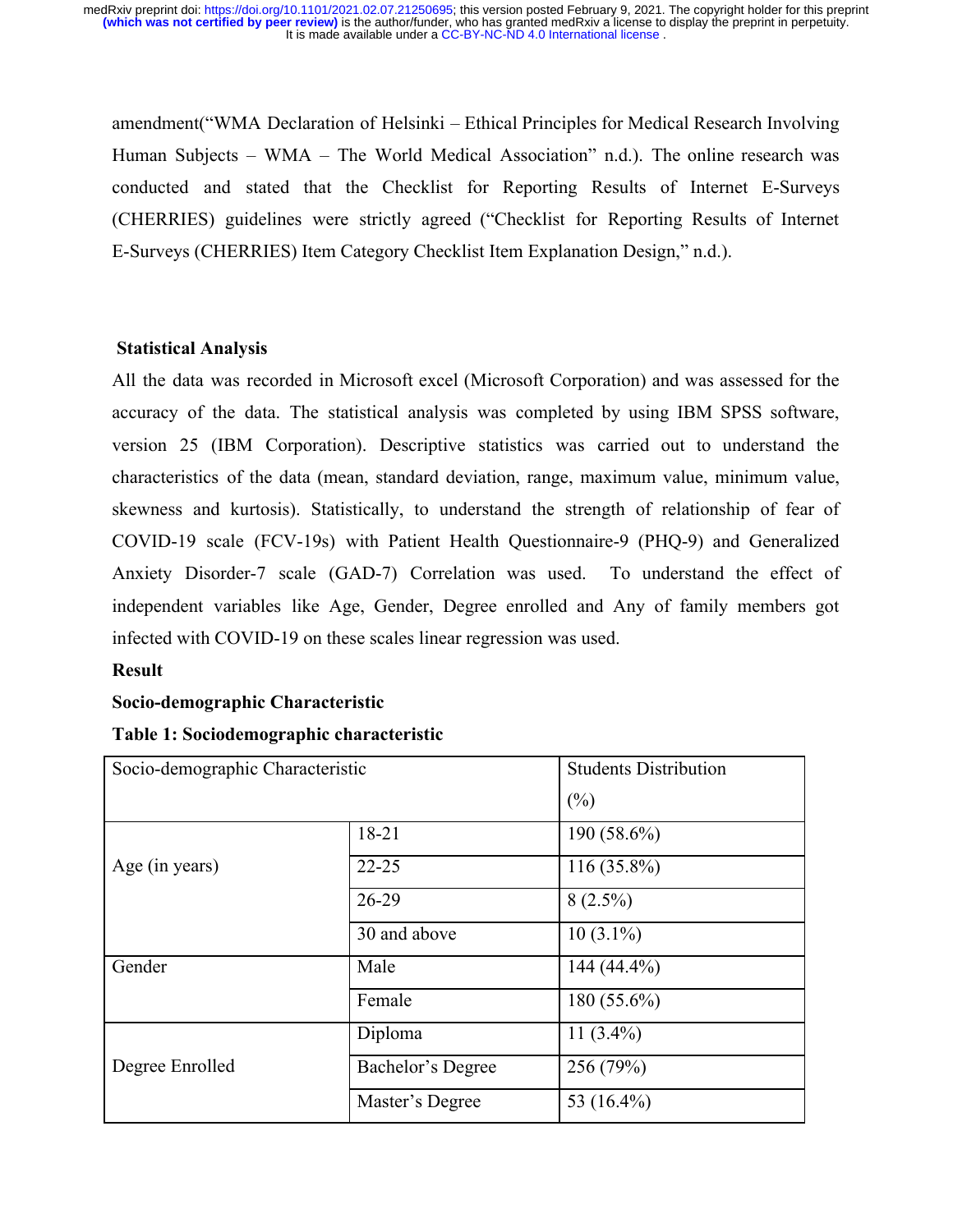amendment("WMA Declaration of Helsinki – Ethical Principles for Medical Research Involving Human Subjects – WMA – The World Medical Association" n.d.). The online research was conducted and stated that the Checklist for Reporting Results of Internet E-Surveys (CHERRIES) guidelines were strictly agreed ("Checklist for Reporting Results of Internet E-Surveys (CHERRIES) Item Category Checklist Item Explanation Design," n.d.).

## Statistical Analysis

All the data was recorded in Microsoft excel (Microsoft Corporation) and was assessed for the accuracy of the data. The statistical analysis was completed by using IBM SPSS software, version 25 (IBM Corporation). Descriptive statistics was carried out to understand the characteristics of the data (mean, standard deviation, range, maximum value, minimum value, skewness and kurtosis). Statistically, to understand the strength of relationship of fear of COVID-19 scale (FCV-19s) with Patient Health Questionnaire-9 (PHQ-9) and Generalized Anxiety Disorder-7 scale (GAD-7) Correlation was used. To understand the effect of independent variables like Age, Gender, Degree enrolled and Any of family members got infected with COVID-19 on these scales linear regression was used.

## Result

### Socio-demographic Characteristic

**Table 1: Sociodemographic characteristic**

| Socio-demographic Characteristic | | Students Distribution (%) |
|---|---|---|
| Age (in years) | 18-21 | 190 (58.6%) |
| | 22-25 | 116 (35.8%) |
| | 26-29 | 8 (2.5%) |
| | 30 and above | 10 (3.1%) |
| Gender | Male | 144 (44.4%) |
| | Female | 180 (55.6%) |
| Degree Enrolled | Diploma | 11 (3.4%) |
| | Bachelor's Degree | 256 (79%) |
| | Master's Degree | 53 (16.4%) |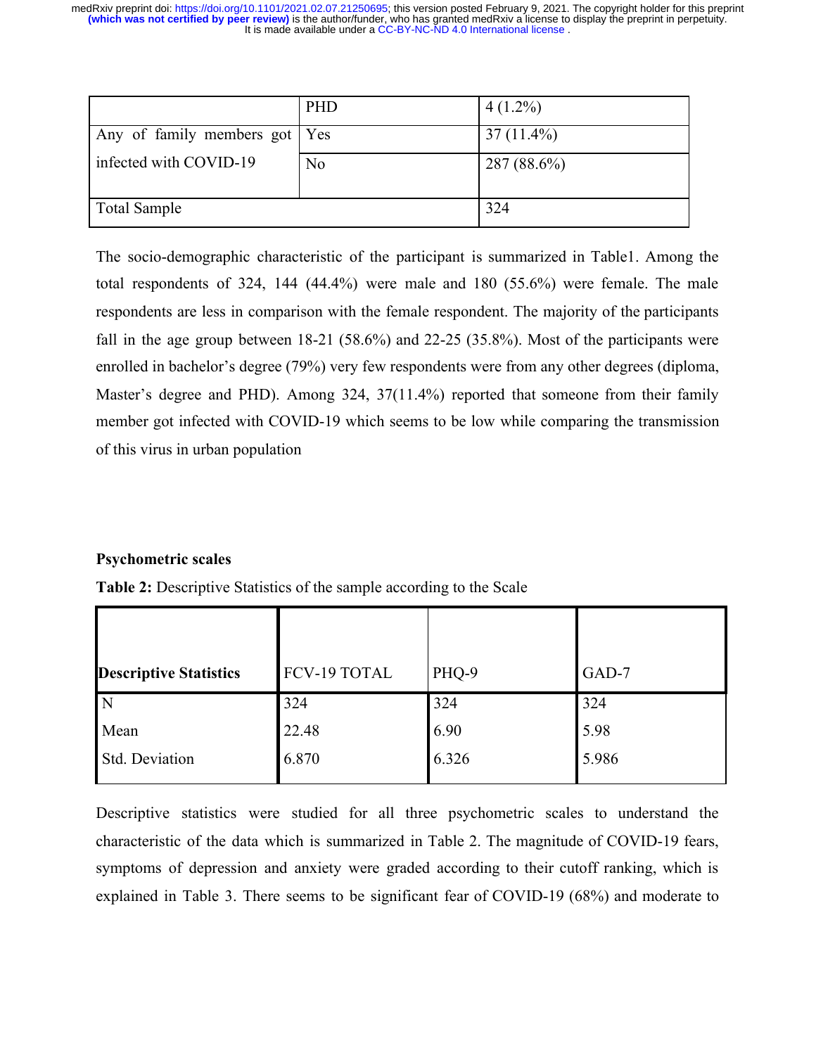| | PHD | 4 (1.2%) |
|---|---|---|
| Any of family members got infected with COVID-19 | Yes | 37 (11.4%) |
| | No | 287 (88.6%) |
| Total Sample | | 324 |

The socio-demographic characteristic of the participant is summarized in Table1. Among the total respondents of 324, 144 (44.4%) were male and 180 (55.6%) were female. The male respondents are less in comparison with the female respondent. The majority of the participants fall in the age group between 18-21 (58.6%) and 22-25 (35.8%). Most of the participants were enrolled in bachelor's degree (79%) very few respondents were from any other degrees (diploma, Master's degree and PHD). Among 324, 37(11.4%) reported that someone from their family member got infected with COVID-19 which seems to be low while comparing the transmission of this virus in urban population

**Psychometric scales**

**Table 2:** Descriptive Statistics of the sample according to the Scale

| **Descriptive Statistics** | FCV-19 TOTAL | PHQ-9 | GAD-7 |
|---|---|---|---|
| N | 324 | 324 | 324 |
| Mean | 22.48 | 6.90 | 5.98 |
| Std. Deviation | 6.870 | 6.326 | 5.986 |

Descriptive statistics were studied for all three psychometric scales to understand the characteristic of the data which is summarized in Table 2. The magnitude of COVID-19 fears, symptoms of depression and anxiety were graded according to their cutoff ranking, which is explained in Table 3. There seems to be significant fear of COVID-19 (68%) and moderate to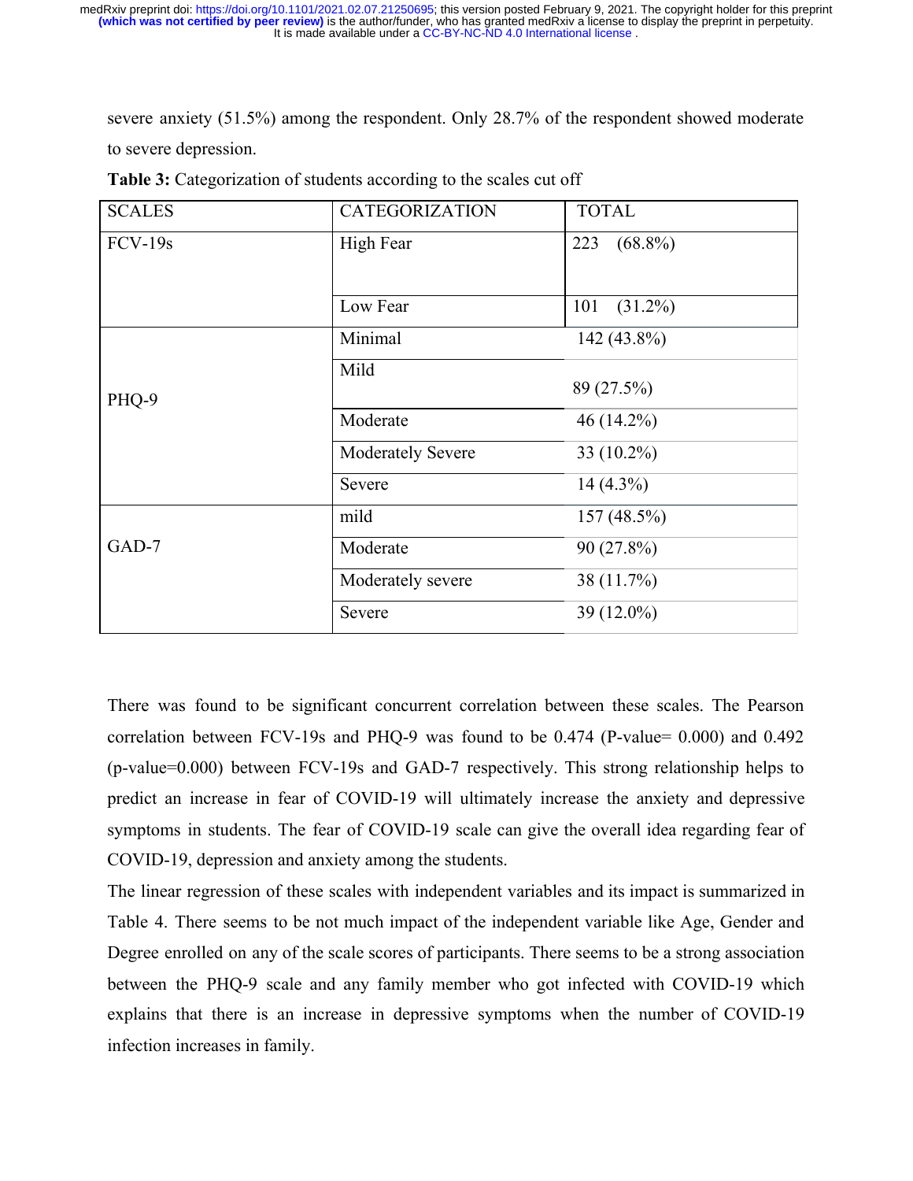severe anxiety (51.5%) among the respondent. Only 28.7% of the respondent showed moderate to severe depression.

**Table 3:** Categorization of students according to the scales cut off

| SCALES | CATEGORIZATION | TOTAL |
|---|---|---|
| FCV-19s | High Fear | 223 (68.8%) |
| | Low Fear | 101 (31.2%) |
| PHQ-9 | Minimal | 142 (43.8%) |
| | Mild | 89 (27.5%) |
| | Moderate | 46 (14.2%) |
| | Moderately Severe | 33 (10.2%) |
| | Severe | 14 (4.3%) |
| GAD-7 | mild | 157 (48.5%) |
| | Moderate | 90 (27.8%) |
| | Moderately severe | 38 (11.7%) |
| | Severe | 39 (12.0%) |

There was found to be significant concurrent correlation between these scales. The Pearson correlation between FCV-19s and PHQ-9 was found to be 0.474 (P-value= 0.000) and 0.492 (p-value=0.000) between FCV-19s and GAD-7 respectively. This strong relationship helps to predict an increase in fear of COVID-19 will ultimately increase the anxiety and depressive symptoms in students. The fear of COVID-19 scale can give the overall idea regarding fear of COVID-19, depression and anxiety among the students.

The linear regression of these scales with independent variables and its impact is summarized in Table 4. There seems to be not much impact of the independent variable like Age, Gender and Degree enrolled on any of the scale scores of participants. There seems to be a strong association between the PHQ-9 scale and any family member who got infected with COVID-19 which explains that there is an increase in depressive symptoms when the number of COVID-19 infection increases in family.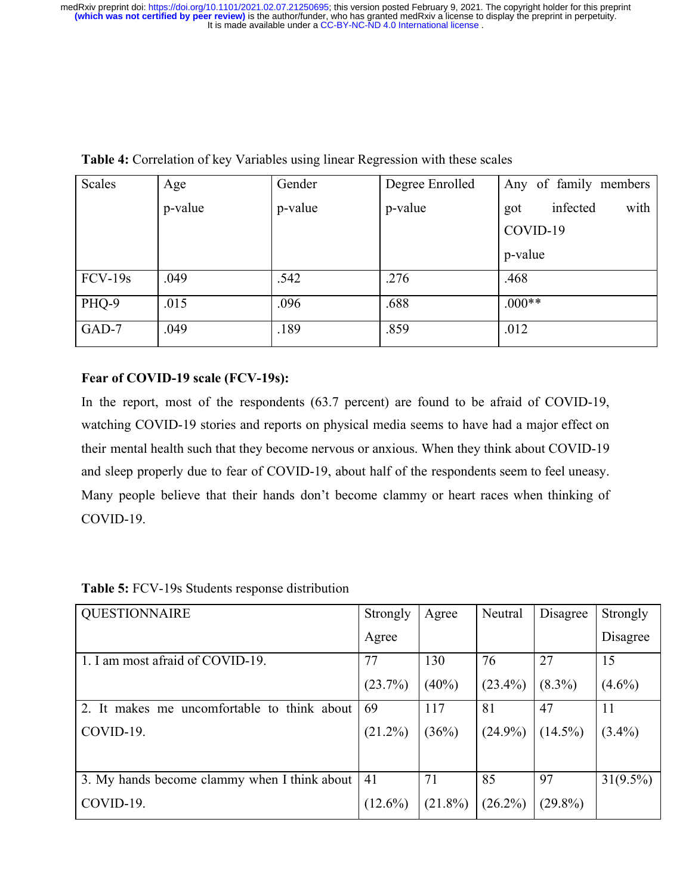**Table 4:** Correlation of key Variables using linear Regression with these scales

| Scales | Age p-value | Gender p-value | Degree Enrolled p-value | Any of family members got infected with COVID-19 p-value |
|---|---|---|---|---|
| FCV-19s | .049 | .542 | .276 | .468 |
| PHQ-9 | .015 | .096 | .688 | .000** |
| GAD-7 | .049 | .189 | .859 | .012 |

**Fear of COVID-19 scale (FCV-19s):**

In the report, most of the respondents (63.7 percent) are found to be afraid of COVID-19, watching COVID-19 stories and reports on physical media seems to have had a major effect on their mental health such that they become nervous or anxious. When they think about COVID-19 and sleep properly due to fear of COVID-19, about half of the respondents seem to feel uneasy. Many people believe that their hands don't become clammy or heart races when thinking of COVID-19.

**Table 5:** FCV-19s Students response distribution

| QUESTIONNAIRE | Strongly Agree | Agree | Neutral | Disagree | Strongly Disagree |
|---|---|---|---|---|---|
| 1. I am most afraid of COVID-19. | 77 (23.7%) | 130 (40%) | 76 (23.4%) | 27 (8.3%) | 15 (4.6%) |
| 2. It makes me uncomfortable to think about COVID-19. | 69 (21.2%) | 117 (36%) | 81 (24.9%) | 47 (14.5%) | 11 (3.4%) |
| 3. My hands become clammy when I think about COVID-19. | 41 (12.6%) | 71 (21.8%) | 85 (26.2%) | 97 (29.8%) | 31(9.5%) |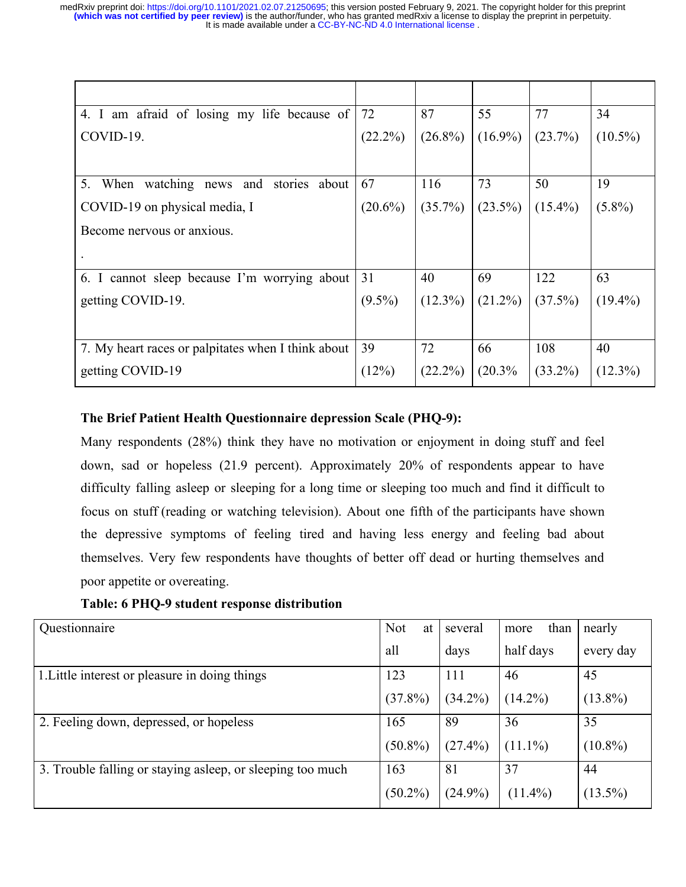| | | | | | |
|---|---|---|---|---|---|
| 4. I am afraid of losing my life because of COVID-19. | 72 (22.2%) | 87 (26.8%) | 55 (16.9%) | 77 (23.7%) | 34 (10.5%) |
| 5. When watching news and stories about COVID-19 on physical media, I Become nervous or anxious. . | 67 (20.6%) | 116 (35.7%) | 73 (23.5%) | 50 (15.4%) | 19 (5.8%) |
| 6. I cannot sleep because I'm worrying about getting COVID-19. | 31 (9.5%) | 40 (12.3%) | 69 (21.2%) | 122 (37.5%) | 63 (19.4%) |
| 7. My heart races or palpitates when I think about getting COVID-19 | 39 (12%) | 72 (22.2%) | 66 (20.3% | 108 (33.2%) | 40 (12.3%) |

**The Brief Patient Health Questionnaire depression Scale (PHQ-9):**

Many respondents (28%) think they have no motivation or enjoyment in doing stuff and feel down, sad or hopeless (21.9 percent). Approximately 20% of respondents appear to have difficulty falling asleep or sleeping for a long time or sleeping too much and find it difficult to focus on stuff (reading or watching television). About one fifth of the participants have shown the depressive symptoms of feeling tired and having less energy and feeling bad about themselves. Very few respondents have thoughts of better off dead or hurting themselves and poor appetite or overeating.

**Table: 6 PHQ-9 student response distribution**

| Questionnaire | Not at all | several days | more than half days | nearly every day |
|---|---|---|---|---|
| 1.Little interest or pleasure in doing things | 123 (37.8%) | 111 (34.2%) | 46 (14.2%) | 45 (13.8%) |
| 2. Feeling down, depressed, or hopeless | 165 (50.8%) | 89 (27.4%) | 36 (11.1%) | 35 (10.8%) |
| 3. Trouble falling or staying asleep, or sleeping too much | 163 (50.2%) | 81 (24.9%) | 37 (11.4%) | 44 (13.5%) |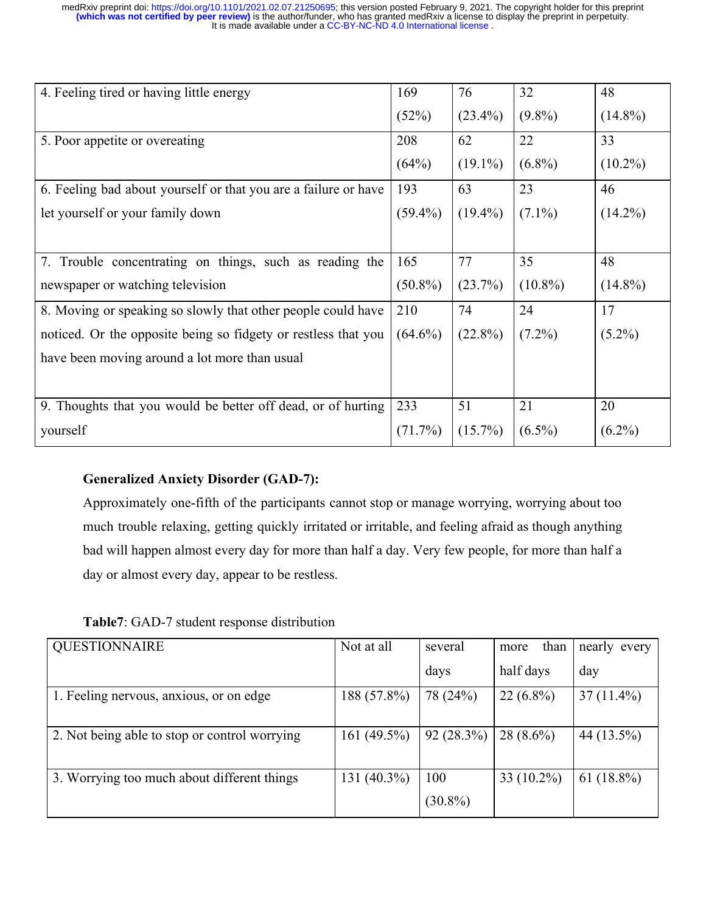| | | | | |
|---|---|---|---|---|
| 4. Feeling tired or having little energy | 169 (52%) | 76 (23.4%) | 32 (9.8%) | 48 (14.8%) |
| 5. Poor appetite or overeating | 208 (64%) | 62 (19.1%) | 22 (6.8%) | 33 (10.2%) |
| 6. Feeling bad about yourself or that you are a failure or have let yourself or your family down | 193 (59.4%) | 63 (19.4%) | 23 (7.1%) | 46 (14.2%) |
| 7. Trouble concentrating on things, such as reading the newspaper or watching television | 165 (50.8%) | 77 (23.7%) | 35 (10.8%) | 48 (14.8%) |
| 8. Moving or speaking so slowly that other people could have noticed. Or the opposite being so fidgety or restless that you have been moving around a lot more than usual | 210 (64.6%) | 74 (22.8%) | 24 (7.2%) | 17 (5.2%) |
| 9. Thoughts that you would be better off dead, or of hurting yourself | 233 (71.7%) | 51 (15.7%) | 21 (6.5%) | 20 (6.2%) |

**Generalized Anxiety Disorder (GAD-7):**

Approximately one-fifth of the participants cannot stop or manage worrying, worrying about too much trouble relaxing, getting quickly irritated or irritable, and feeling afraid as though anything bad will happen almost every day for more than half a day. Very few people, for more than half a day or almost every day, appear to be restless.

**Table7**: GAD-7 student response distribution

| QUESTIONNAIRE | Not at all | several days | more than half days | nearly every day |
|---|---|---|---|---|
| 1. Feeling nervous, anxious, or on edge | 188 (57.8%) | 78 (24%) | 22 (6.8%) | 37 (11.4%) |
| 2. Not being able to stop or control worrying | 161 (49.5%) | 92 (28.3%) | 28 (8.6%) | 44 (13.5%) |
| 3. Worrying too much about different things | 131 (40.3%) | 100 (30.8%) | 33 (10.2%) | 61 (18.8%) |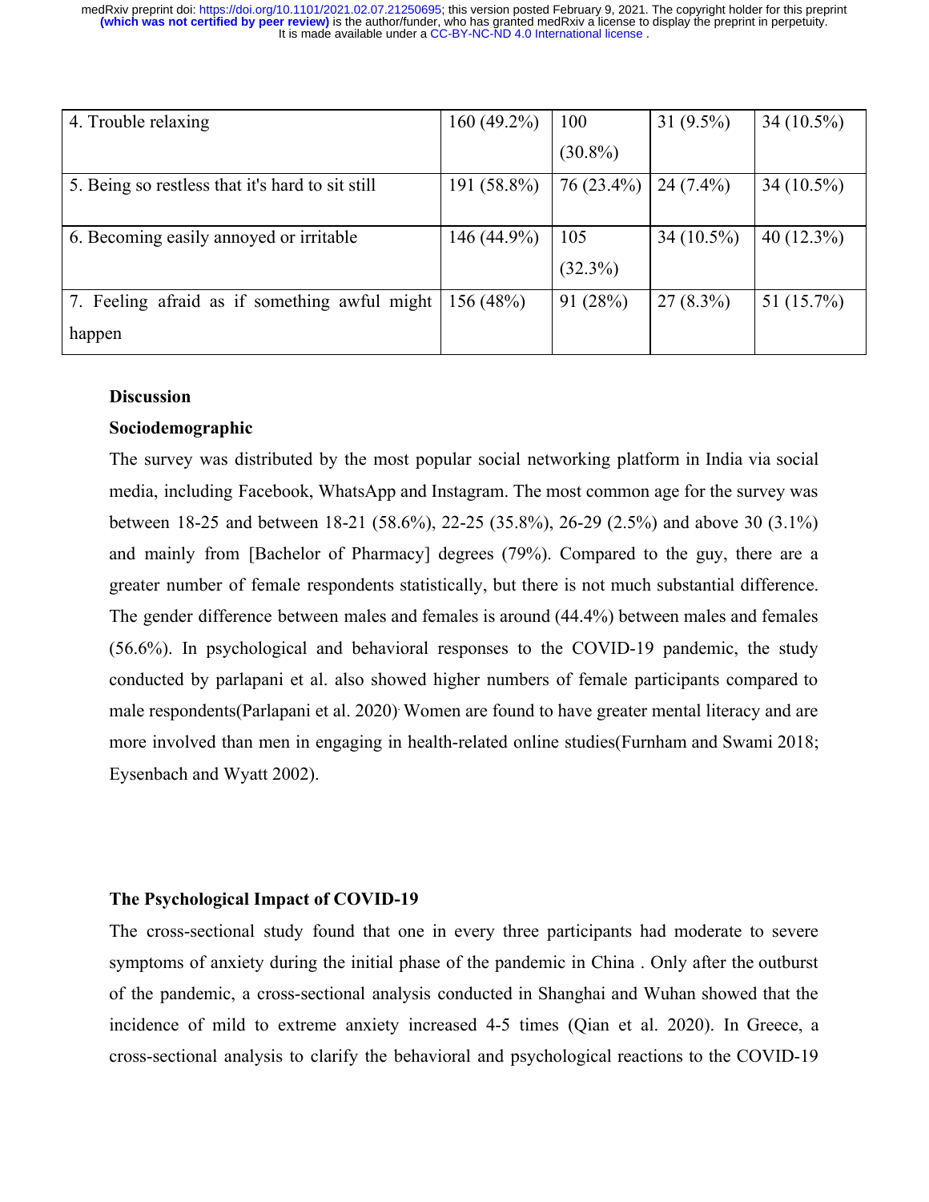| 4. Trouble relaxing | 160 (49.2%) | 100 (30.8%) | 31 (9.5%) | 34 (10.5%) |
|---|---|---|---|---|
| 5. Being so restless that it's hard to sit still | 191 (58.8%) | 76 (23.4%) | 24 (7.4%) | 34 (10.5%) |
| 6. Becoming easily annoyed or irritable | 146 (44.9%) | 105 (32.3%) | 34 (10.5%) | 40 (12.3%) |
| 7. Feeling afraid as if something awful might happen | 156 (48%) | 91 (28%) | 27 (8.3%) | 51 (15.7%) |

## Discussion

### Sociodemographic

The survey was distributed by the most popular social networking platform in India via social media, including Facebook, WhatsApp and Instagram. The most common age for the survey was between 18-25 and between 18-21 (58.6%), 22-25 (35.8%), 26-29 (2.5%) and above 30 (3.1%) and mainly from [Bachelor of Pharmacy] degrees (79%). Compared to the guy, there are a greater number of female respondents statistically, but there is not much substantial difference. The gender difference between males and females is around (44.4%) between males and females (56.6%). In psychological and behavioral responses to the COVID-19 pandemic, the study conducted by parlapani et al. also showed higher numbers of female participants compared to male respondents(Parlapani et al. 2020). Women are found to have greater mental literacy and are more involved than men in engaging in health-related online studies(Furnham and Swami 2018; Eysenbach and Wyatt 2002).

### The Psychological Impact of COVID-19

The cross-sectional study found that one in every three participants had moderate to severe symptoms of anxiety during the initial phase of the pandemic in China . Only after the outburst of the pandemic, a cross-sectional analysis conducted in Shanghai and Wuhan showed that the incidence of mild to extreme anxiety increased 4-5 times (Qian et al. 2020). In Greece, a cross-sectional analysis to clarify the behavioral and psychological reactions to the COVID-19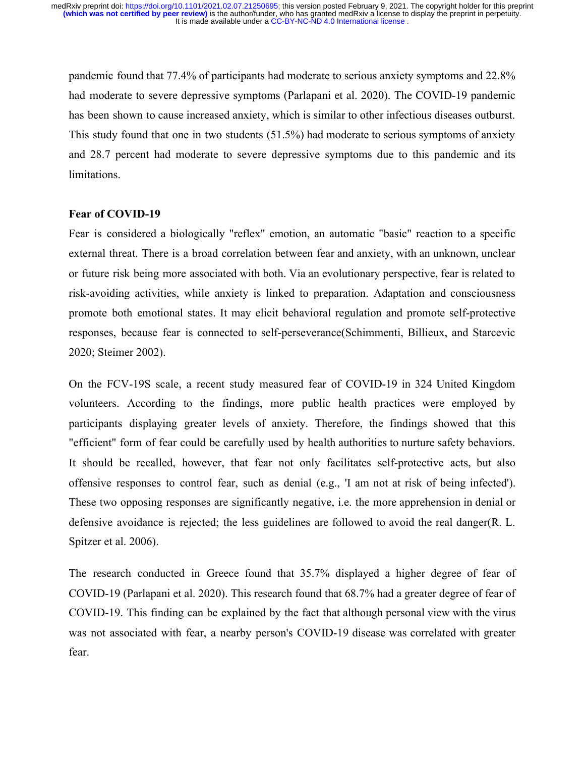pandemic found that 77.4% of participants had moderate to serious anxiety symptoms and 22.8% had moderate to severe depressive symptoms (Parlapani et al. 2020). The COVID-19 pandemic has been shown to cause increased anxiety, which is similar to other infectious diseases outburst. This study found that one in two students (51.5%) had moderate to serious symptoms of anxiety and 28.7 percent had moderate to severe depressive symptoms due to this pandemic and its limitations.

## Fear of COVID-19

Fear is considered a biologically "reflex" emotion, an automatic "basic" reaction to a specific external threat. There is a broad correlation between fear and anxiety, with an unknown, unclear or future risk being more associated with both. Via an evolutionary perspective, fear is related to risk-avoiding activities, while anxiety is linked to preparation. Adaptation and consciousness promote both emotional states. It may elicit behavioral regulation and promote self-protective responses, because fear is connected to self-perseverance(Schimmenti, Billieux, and Starcevic 2020; Steimer 2002).

On the FCV-19S scale, a recent study measured fear of COVID-19 in 324 United Kingdom volunteers. According to the findings, more public health practices were employed by participants displaying greater levels of anxiety. Therefore, the findings showed that this "efficient" form of fear could be carefully used by health authorities to nurture safety behaviors. It should be recalled, however, that fear not only facilitates self-protective acts, but also offensive responses to control fear, such as denial (e.g., 'I am not at risk of being infected'). These two opposing responses are significantly negative, i.e. the more apprehension in denial or defensive avoidance is rejected; the less guidelines are followed to avoid the real danger(R. L. Spitzer et al. 2006).

The research conducted in Greece found that 35.7% displayed a higher degree of fear of COVID-19 (Parlapani et al. 2020). This research found that 68.7% had a greater degree of fear of COVID-19. This finding can be explained by the fact that although personal view with the virus was not associated with fear, a nearby person's COVID-19 disease was correlated with greater fear.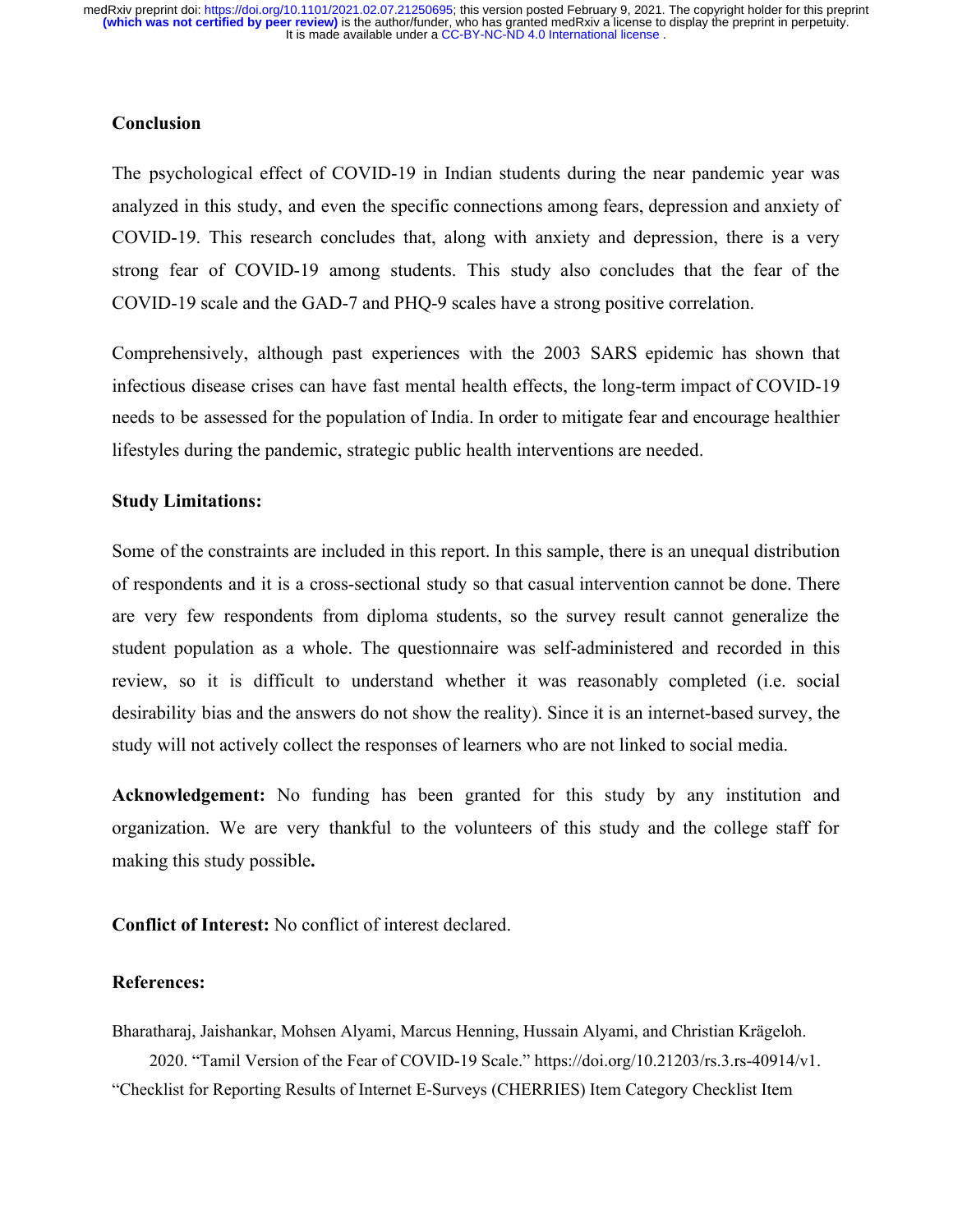## Conclusion

The psychological effect of COVID-19 in Indian students during the near pandemic year was analyzed in this study, and even the specific connections among fears, depression and anxiety of COVID-19. This research concludes that, along with anxiety and depression, there is a very strong fear of COVID-19 among students. This study also concludes that the fear of the COVID-19 scale and the GAD-7 and PHQ-9 scales have a strong positive correlation.

Comprehensively, although past experiences with the 2003 SARS epidemic has shown that infectious disease crises can have fast mental health effects, the long-term impact of COVID-19 needs to be assessed for the population of India. In order to mitigate fear and encourage healthier lifestyles during the pandemic, strategic public health interventions are needed.

## Study Limitations:

Some of the constraints are included in this report. In this sample, there is an unequal distribution of respondents and it is a cross-sectional study so that casual intervention cannot be done. There are very few respondents from diploma students, so the survey result cannot generalize the student population as a whole. The questionnaire was self-administered and recorded in this review, so it is difficult to understand whether it was reasonably completed (i.e. social desirability bias and the answers do not show the reality). Since it is an internet-based survey, the study will not actively collect the responses of learners who are not linked to social media.

**Acknowledgement:** No funding has been granted for this study by any institution and organization. We are very thankful to the volunteers of this study and the college staff for making this study possible**.**

**Conflict of Interest:** No conflict of interest declared.

## References:

Bharatharaj, Jaishankar, Mohsen Alyami, Marcus Henning, Hussain Alyami, and Christian Krägeloh. 2020. "Tamil Version of the Fear of COVID-19 Scale." https://doi.org/10.21203/rs.3.rs-40914/v1.

"Checklist for Reporting Results of Internet E-Surveys (CHERRIES) Item Category Checklist Item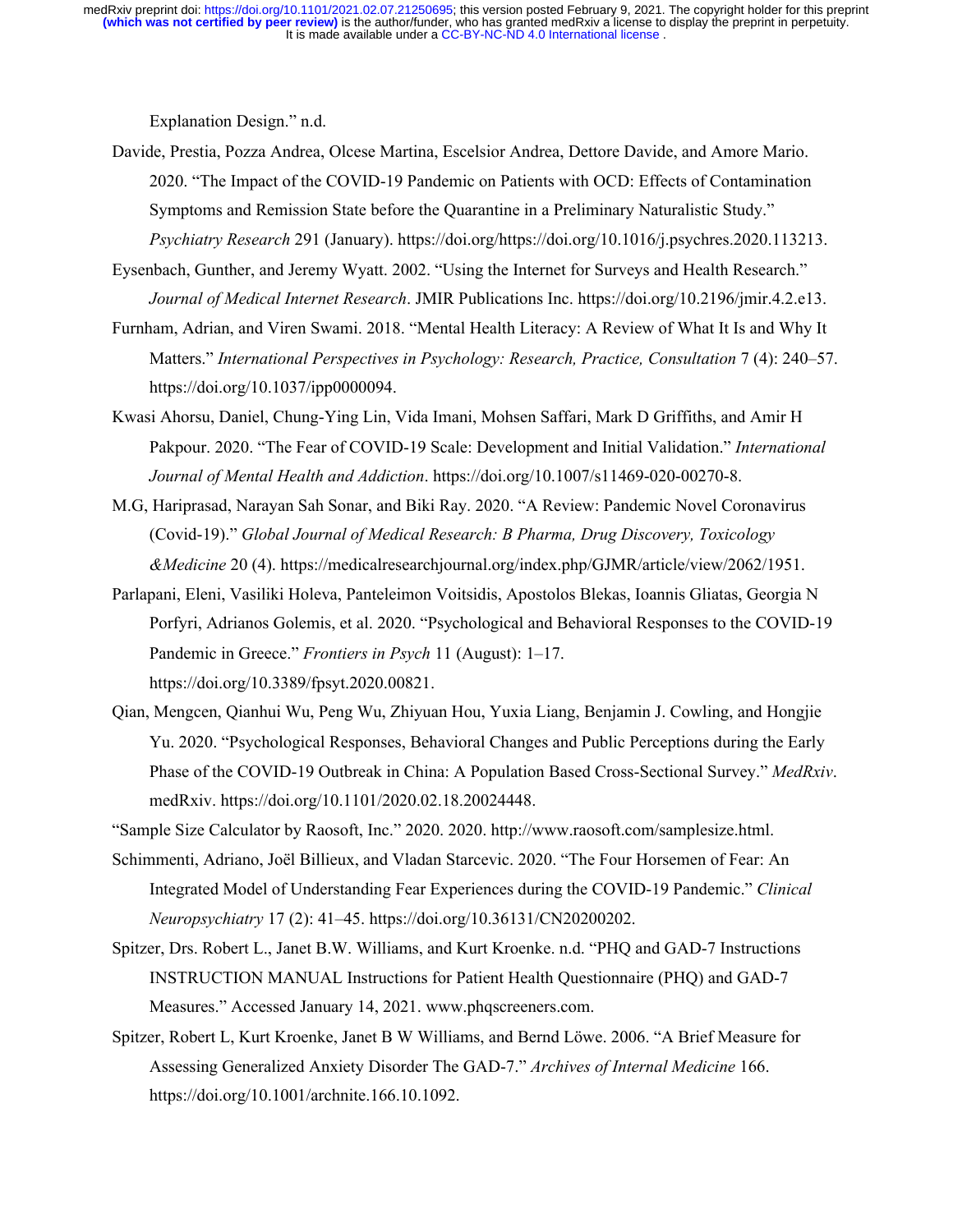Explanation Design." n.d.

Davide, Prestia, Pozza Andrea, Olcese Martina, Escelsior Andrea, Dettore Davide, and Amore Mario. 2020. "The Impact of the COVID-19 Pandemic on Patients with OCD: Effects of Contamination Symptoms and Remission State before the Quarantine in a Preliminary Naturalistic Study." *Psychiatry Research* 291 (January). https://doi.org/https://doi.org/10.1016/j.psychres.2020.113213.

Eysenbach, Gunther, and Jeremy Wyatt. 2002. "Using the Internet for Surveys and Health Research." *Journal of Medical Internet Research*. JMIR Publications Inc. https://doi.org/10.2196/jmir.4.2.e13.

Furnham, Adrian, and Viren Swami. 2018. "Mental Health Literacy: A Review of What It Is and Why It Matters." *International Perspectives in Psychology: Research, Practice, Consultation* 7 (4): 240–57. https://doi.org/10.1037/ipp0000094.

Kwasi Ahorsu, Daniel, Chung-Ying Lin, Vida Imani, Mohsen Saffari, Mark D Griffiths, and Amir H Pakpour. 2020. "The Fear of COVID-19 Scale: Development and Initial Validation." *International Journal of Mental Health and Addiction*. https://doi.org/10.1007/s11469-020-00270-8.

M.G, Hariprasad, Narayan Sah Sonar, and Biki Ray. 2020. "A Review: Pandemic Novel Coronavirus (Covid-19)." *Global Journal of Medical Research: B Pharma, Drug Discovery, Toxicology &Medicine* 20 (4). https://medicalresearchjournal.org/index.php/GJMR/article/view/2062/1951.

Parlapani, Eleni, Vasiliki Holeva, Panteleimon Voitsidis, Apostolos Blekas, Ioannis Gliatas, Georgia N Porfyri, Adrianos Golemis, et al. 2020. "Psychological and Behavioral Responses to the COVID-19 Pandemic in Greece." *Frontiers in Psych* 11 (August): 1–17. https://doi.org/10.3389/fpsyt.2020.00821.

Qian, Mengcen, Qianhui Wu, Peng Wu, Zhiyuan Hou, Yuxia Liang, Benjamin J. Cowling, and Hongjie Yu. 2020. "Psychological Responses, Behavioral Changes and Public Perceptions during the Early Phase of the COVID-19 Outbreak in China: A Population Based Cross-Sectional Survey." *MedRxiv*. medRxiv. https://doi.org/10.1101/2020.02.18.20024448.

"Sample Size Calculator by Raosoft, Inc." 2020. 2020. http://www.raosoft.com/samplesize.html.

Schimmenti, Adriano, Joël Billieux, and Vladan Starcevic. 2020. "The Four Horsemen of Fear: An Integrated Model of Understanding Fear Experiences during the COVID-19 Pandemic." *Clinical Neuropsychiatry* 17 (2): 41–45. https://doi.org/10.36131/CN20200202.

Spitzer, Drs. Robert L., Janet B.W. Williams, and Kurt Kroenke. n.d. "PHQ and GAD-7 Instructions INSTRUCTION MANUAL Instructions for Patient Health Questionnaire (PHQ) and GAD-7 Measures." Accessed January 14, 2021. www.phqscreeners.com.

Spitzer, Robert L, Kurt Kroenke, Janet B W Williams, and Bernd Löwe. 2006. "A Brief Measure for Assessing Generalized Anxiety Disorder The GAD-7." *Archives of Internal Medicine* 166. https://doi.org/10.1001/archinte.166.10.1092.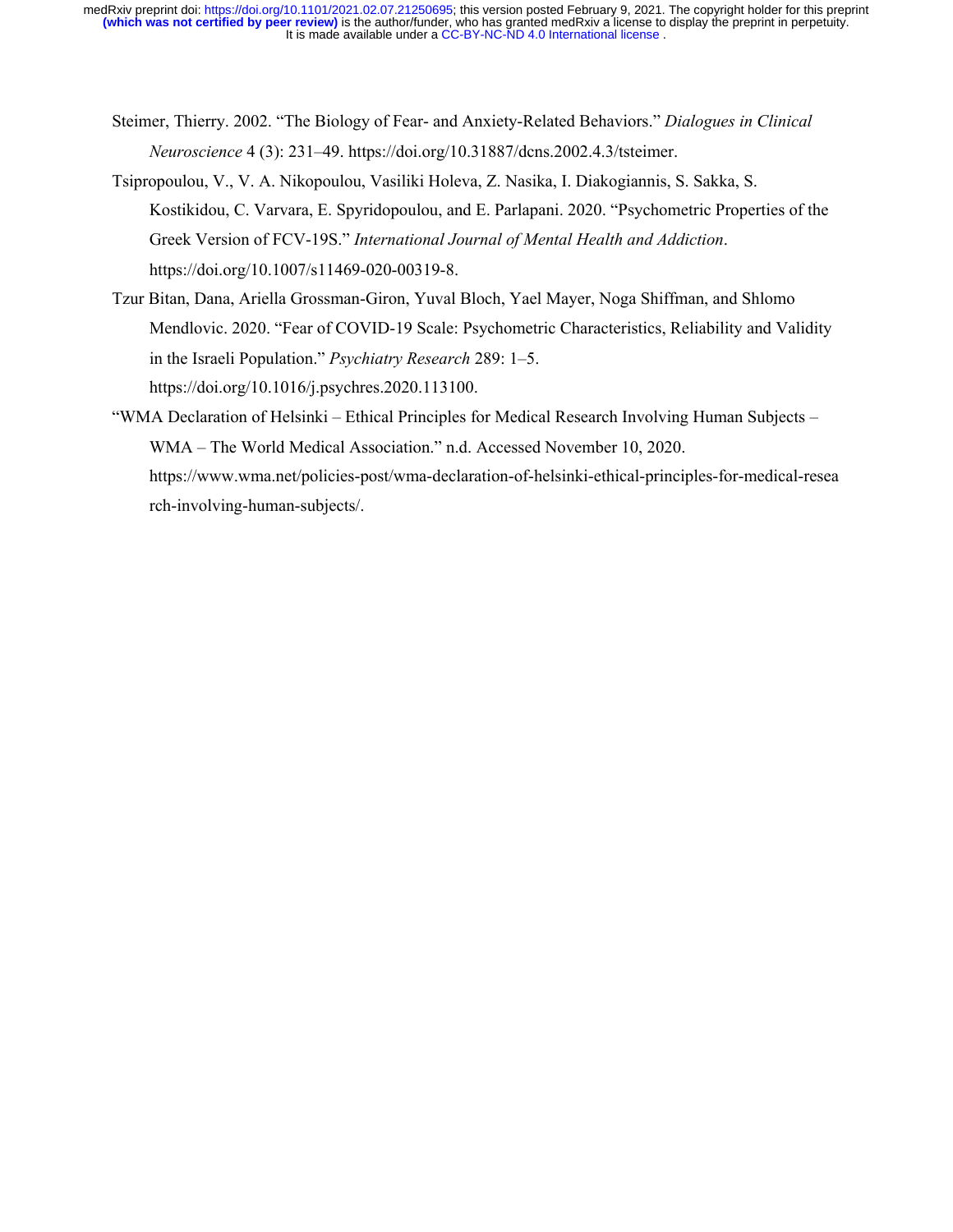Steimer, Thierry. 2002. "The Biology of Fear- and Anxiety-Related Behaviors." *Dialogues in Clinical Neuroscience* 4 (3): 231–49. https://doi.org/10.31887/dcns.2002.4.3/tsteimer.

Tsipropoulou, V., V. A. Nikopoulou, Vasiliki Holeva, Z. Nasika, I. Diakogiannis, S. Sakka, S. Kostikidou, C. Varvara, E. Spyridopoulou, and E. Parlapani. 2020. "Psychometric Properties of the Greek Version of FCV-19S." *International Journal of Mental Health and Addiction*. https://doi.org/10.1007/s11469-020-00319-8.

Tzur Bitan, Dana, Ariella Grossman-Giron, Yuval Bloch, Yael Mayer, Noga Shiffman, and Shlomo Mendlovic. 2020. "Fear of COVID-19 Scale: Psychometric Characteristics, Reliability and Validity in the Israeli Population." *Psychiatry Research* 289: 1–5. https://doi.org/10.1016/j.psychres.2020.113100.

"WMA Declaration of Helsinki – Ethical Principles for Medical Research Involving Human Subjects – WMA – The World Medical Association." n.d. Accessed November 10, 2020. https://www.wma.net/policies-post/wma-declaration-of-helsinki-ethical-principles-for-medical-research-involving-human-subjects/.